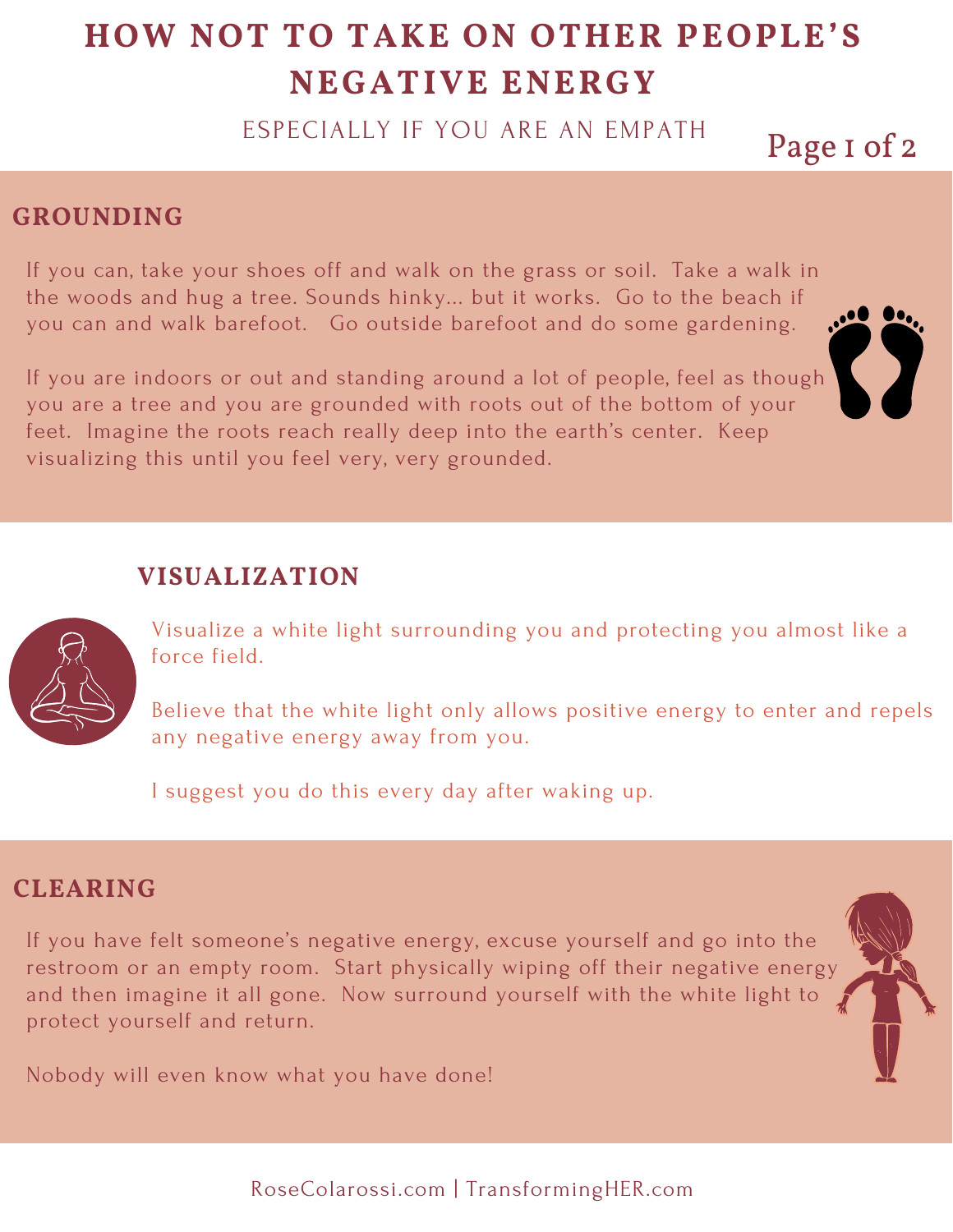# HOW NOT TO TAKE ON OTHER PEOPLE'S NEGATIVE ENERGY

ESPECIALLY IF YOU ARE AN EMPATH

## GROUNDING

If you can, take your shoes off and walk on the grass or soil. Take a walk in the woods and hug a tree. Sounds hinky... but it works. Go to the beach if you can and walk barefoot. Go outside barefoot and do some gardening.

If you are indoors or out and standing around a lot of people, feel as though you are a tree and you are grounded with roots out of the bottom of your feet. Imagine the roots reach really deep into the earth's center. Keep visualizing this until you feel very, very grounded.

## VISUALIZATION

Visualize a white light surrounding you and protecting you almost like a force field.

Believe that the white light only allows positive energy to enter and repels any negative energy away from you.

I suggest you do this every day after waking up.

## CLEARING

If you have felt someone's negative energy, excuse yourself and go into the restroom or an empty room. Start physically wiping off their negative energy and then imagine it all gone. Now surround yourself with the white light to protect yourself and return.

Nobody will even know what you have done!

RoseColarossi.com | TransformingHER.com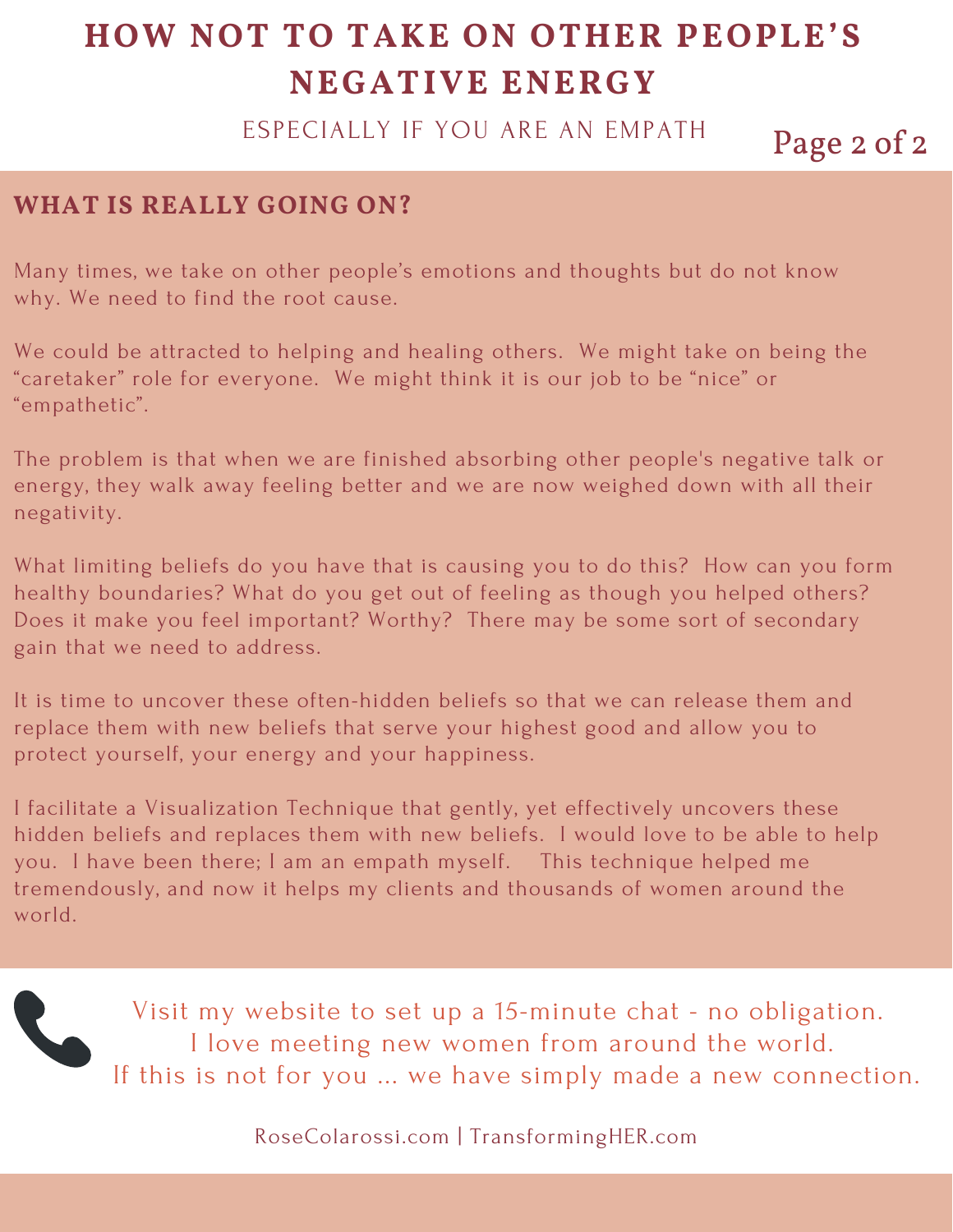# HOW NOT TO TAKE ON OTHER PEOPLE'S NEGATIVE ENERGY

ESPECIALLY IF YOU ARE AN EMPATH

## WHAT IS REALLY GOING ON?

Many times, we take on other people's emotions and thoughts but do not know why. We need to find the root cause.

We could be attracted to helping and healing others. We might take on being the "caretaker" role for everyone. We might think it is our job to be "nice" or "empathetic".

The problem is that when we are finished absorbing other people's negative talk or energy, they walk away feeling better and we are now weighed down with all their negativity.

What limiting beliefs do you have that is causing you to do this? How can you form healthy boundaries? What do you get out of feeling as though you helped others? Does it make you feel important? Worthy? There may be some sort of secondary gain that we need to address.

It is time to uncover these often-hidden beliefs so that we can release them and replace them with new beliefs that serve your highest good and allow you to protect yourself, your energy and your happiness.

I facilitate a Visualization Technique that gently, yet effectively uncovers these hidden beliefs and replaces them with new beliefs. I would love to be able to help you. I have been there; I am an empath myself. This technique helped me tremendously, and now it helps my clients and thousands of women around the world.

Visit my website to set up a 15-minute chat - no obligation.
I love meeting new women from around the world.
If this is not for you ... we have simply made a new connection.

RoseColarossi.com | TransformingHER.com